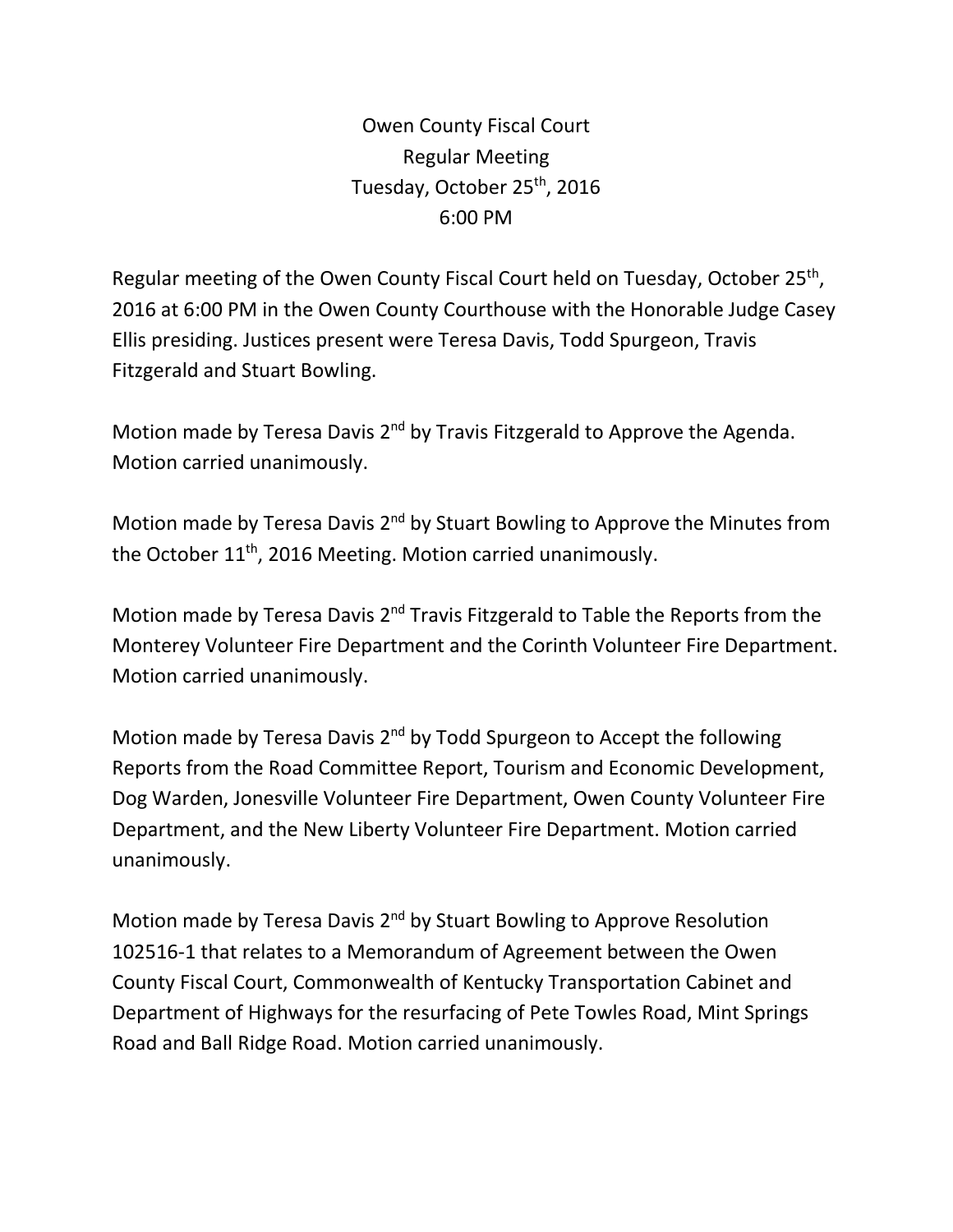Owen County Fiscal Court
Regular Meeting
Tuesday, October 25th, 2016
6:00 PM

Regular meeting of the Owen County Fiscal Court held on Tuesday, October 25th, 2016 at 6:00 PM in the Owen County Courthouse with the Honorable Judge Casey Ellis presiding. Justices present were Teresa Davis, Todd Spurgeon, Travis Fitzgerald and Stuart Bowling.

Motion made by Teresa Davis 2nd by Travis Fitzgerald to Approve the Agenda. Motion carried unanimously.

Motion made by Teresa Davis 2nd by Stuart Bowling to Approve the Minutes from the October 11th, 2016 Meeting. Motion carried unanimously.

Motion made by Teresa Davis 2nd Travis Fitzgerald to Table the Reports from the Monterey Volunteer Fire Department and the Corinth Volunteer Fire Department. Motion carried unanimously.

Motion made by Teresa Davis 2nd by Todd Spurgeon to Accept the following Reports from the Road Committee Report, Tourism and Economic Development, Dog Warden, Jonesville Volunteer Fire Department, Owen County Volunteer Fire Department, and the New Liberty Volunteer Fire Department. Motion carried unanimously.

Motion made by Teresa Davis 2nd by Stuart Bowling to Approve Resolution 102516-1 that relates to a Memorandum of Agreement between the Owen County Fiscal Court, Commonwealth of Kentucky Transportation Cabinet and Department of Highways for the resurfacing of Pete Towles Road, Mint Springs Road and Ball Ridge Road. Motion carried unanimously.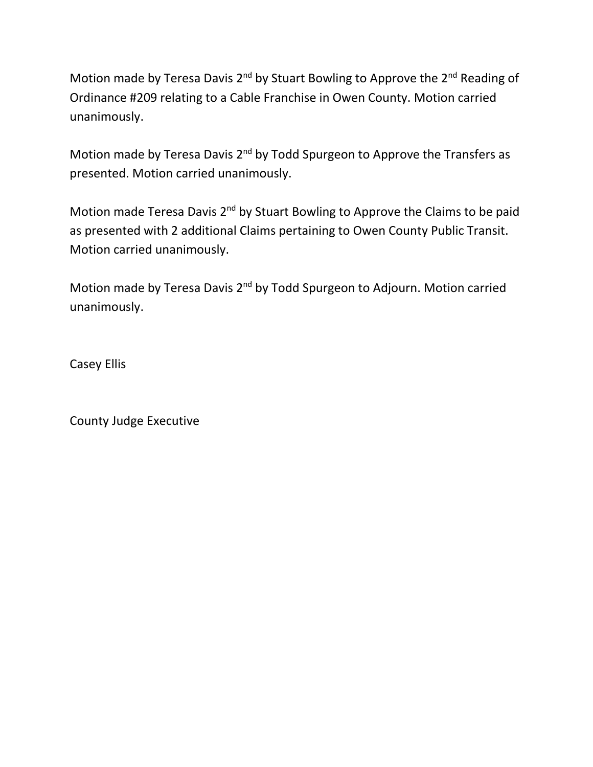Motion made by Teresa Davis 2nd by Stuart Bowling to Approve the 2nd Reading of Ordinance #209 relating to a Cable Franchise in Owen County. Motion carried unanimously.

Motion made by Teresa Davis 2nd by Todd Spurgeon to Approve the Transfers as presented. Motion carried unanimously.

Motion made Teresa Davis 2nd by Stuart Bowling to Approve the Claims to be paid as presented with 2 additional Claims pertaining to Owen County Public Transit. Motion carried unanimously.

Motion made by Teresa Davis 2nd by Todd Spurgeon to Adjourn. Motion carried unanimously.

Casey Ellis

County Judge Executive